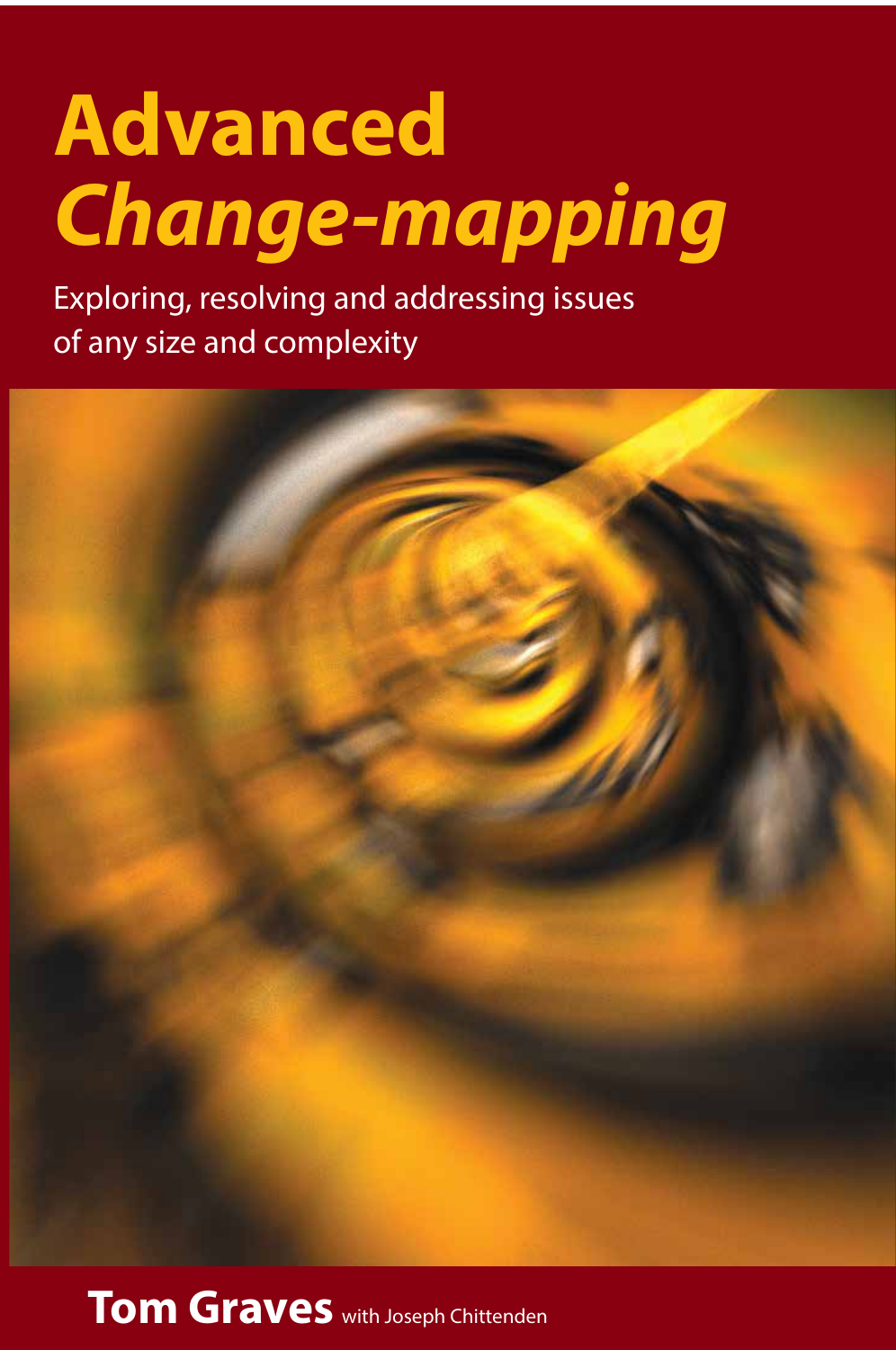# Advanced *Change-mapping*

Exploring, resolving and addressing issues of any size and complexity

**Tom Graves** with Joseph Chittenden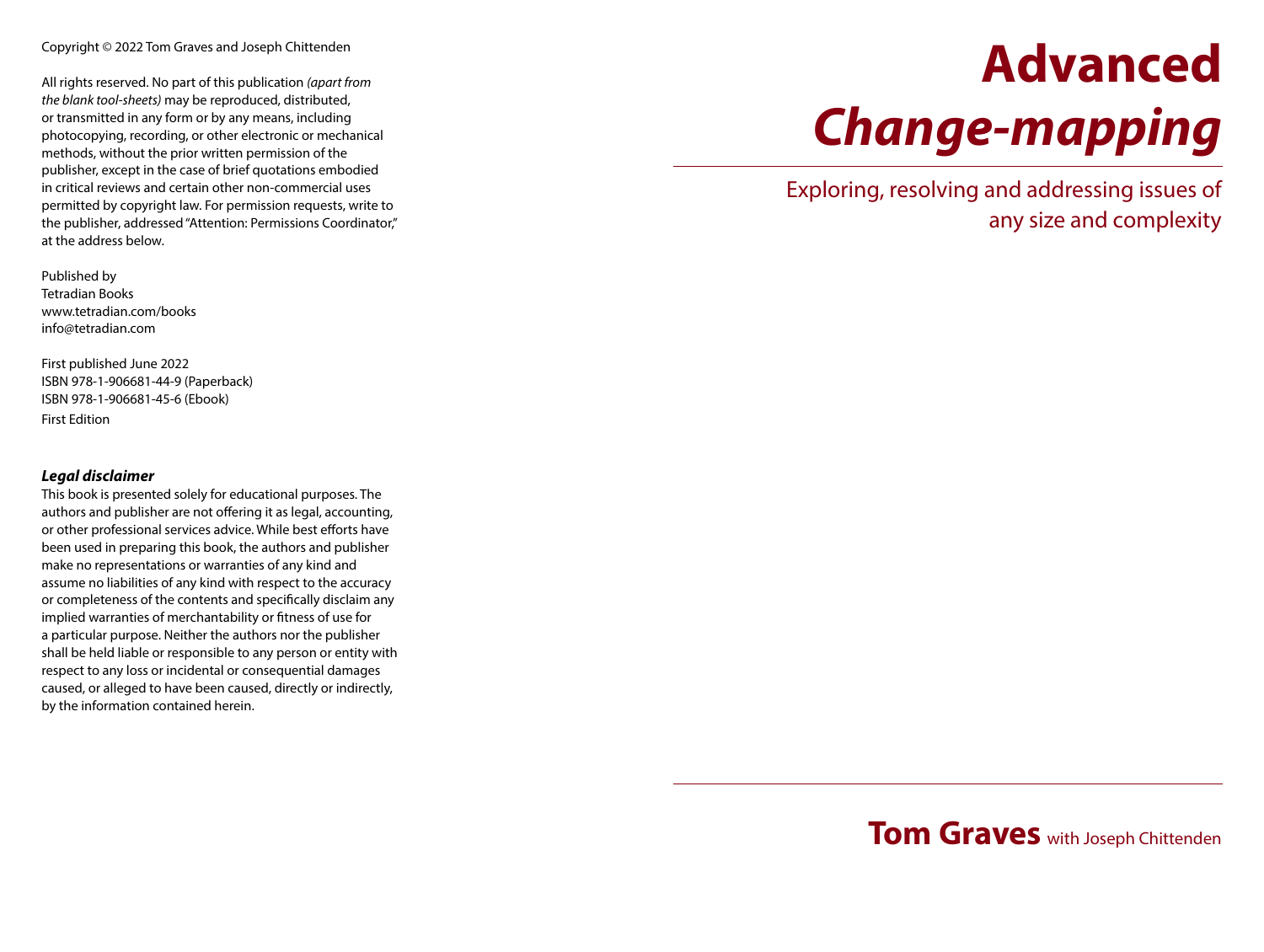Copyright © 2022 Tom Graves and Joseph Chittenden

All rights reserved. No part of this publication *(apart from the blank tool-sheets)* may be reproduced, distributed, or transmitted in any form or by any means, including photocopying, recording, or other electronic or mechanical methods, without the prior written permission of the publisher, except in the case of brief quotations embodied in critical reviews and certain other non-commercial uses permitted by copyright law. For permission requests, write to the publisher, addressed "Attention: Permissions Coordinator," at the address below.

Published by
Tetradian Books
www.tetradian.com/books
info@tetradian.com

First published June 2022
ISBN 978-1-906681-44-9 (Paperback)
ISBN 978-1-906681-45-6 (Ebook)
First Edition

***Legal disclaimer***
This book is presented solely for educational purposes. The authors and publisher are not offering it as legal, accounting, or other professional services advice. While best efforts have been used in preparing this book, the authors and publisher make no representations or warranties of any kind and assume no liabilities of any kind with respect to the accuracy or completeness of the contents and specifically disclaim any implied warranties of merchantability or fitness of use for a particular purpose. Neither the authors nor the publisher shall be held liable or responsible to any person or entity with respect to any loss or incidental or consequential damages caused, or alleged to have been caused, directly or indirectly, by the information contained herein.

# Advanced *Change-mapping*

## Exploring, resolving and addressing issues of any size and complexity

**Tom Graves** with Joseph Chittenden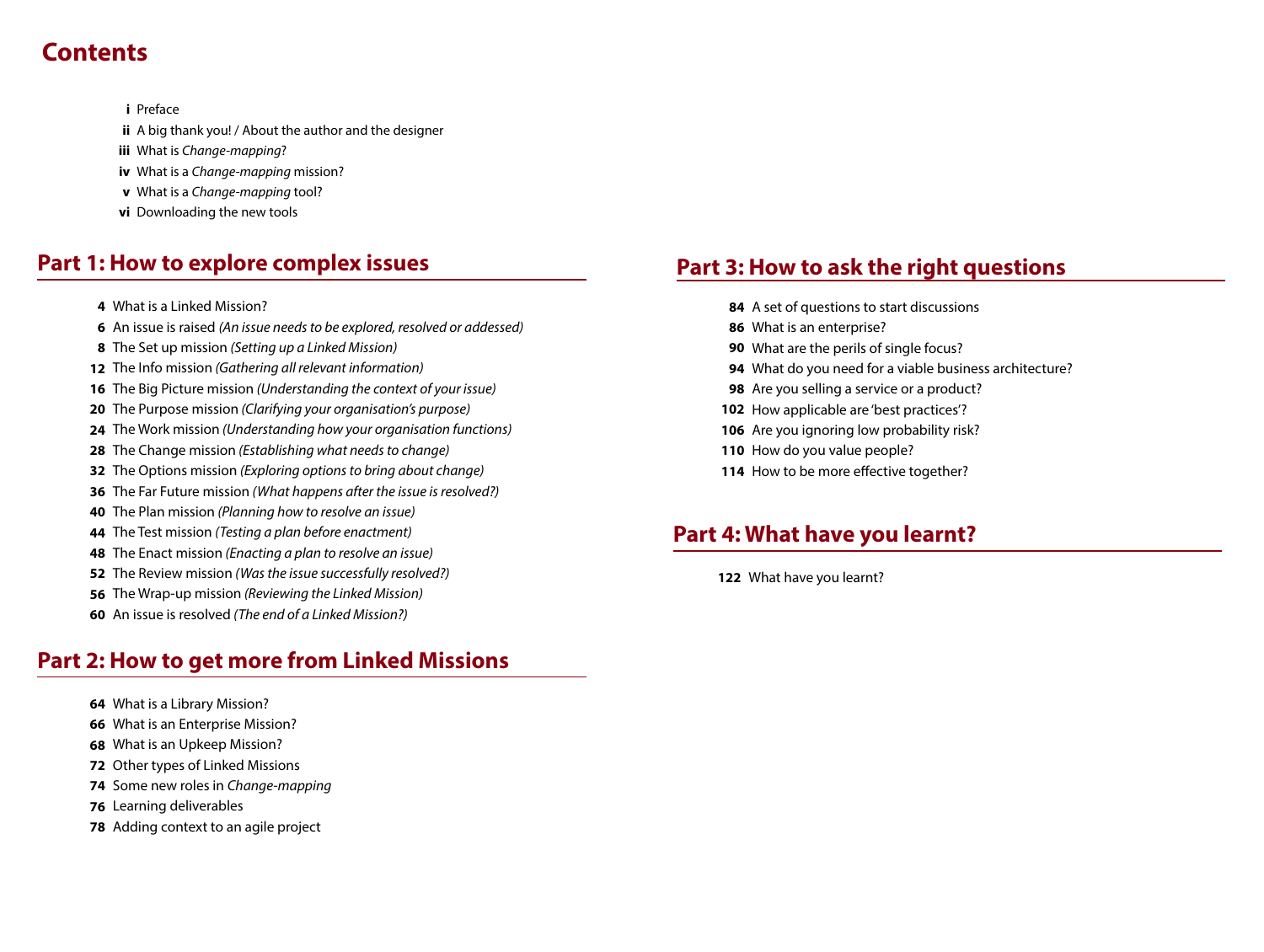# Contents

- **i** Preface
- **ii** A big thank you! / About the author and the designer
- **iii** What is *Change-mapping*?
- **iv** What is a *Change-mapping* mission?
- **v** What is a *Change-mapping* tool?
- **vi** Downloading the new tools

## Part 1: How to explore complex issues

- **4** What is a Linked Mission?
- **6** An issue is raised *(An issue needs to be explored, resolved or addessed)*
- **8** The Set up mission *(Setting up a Linked Mission)*
- **12** The Info mission *(Gathering all relevant information)*
- **16** The Big Picture mission *(Understanding the context of your issue)*
- **20** The Purpose mission *(Clarifying your organisation's purpose)*
- **24** The Work mission *(Understanding how your organisation functions)*
- **28** The Change mission *(Establishing what needs to change)*
- **32** The Options mission *(Exploring options to bring about change)*
- **36** The Far Future mission *(What happens after the issue is resolved?)*
- **40** The Plan mission *(Planning how to resolve an issue)*
- **44** The Test mission *(Testing a plan before enactment)*
- **48** The Enact mission *(Enacting a plan to resolve an issue)*
- **52** The Review mission *(Was the issue successfully resolved?)*
- **56** The Wrap-up mission *(Reviewing the Linked Mission)*
- **60** An issue is resolved *(The end of a Linked Mission?)*

## Part 2: How to get more from Linked Missions

- **64** What is a Library Mission?
- **66** What is an Enterprise Mission?
- **68** What is an Upkeep Mission?
- **72** Other types of Linked Missions
- **74** Some new roles in *Change-mapping*
- **76** Learning deliverables
- **78** Adding context to an agile project

## Part 3: How to ask the right questions

- **84** A set of questions to start discussions
- **86** What is an enterprise?
- **90** What are the perils of single focus?
- **94** What do you need for a viable business architecture?
- **98** Are you selling a service or a product?
- **102** How applicable are 'best practices'?
- **106** Are you ignoring low probability risk?
- **110** How do you value people?
- **114** How to be more effective together?

## Part 4: What have you learnt?

- **122** What have you learnt?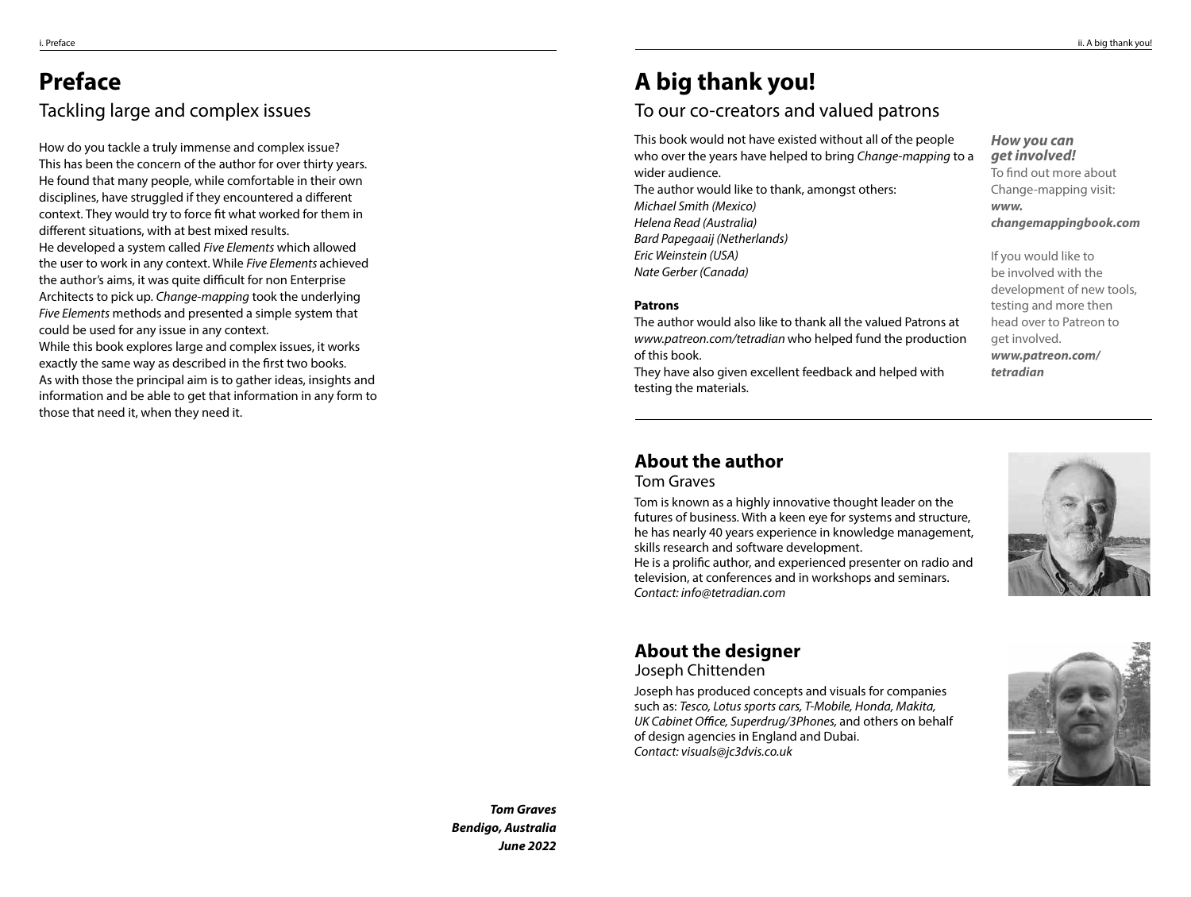# Preface

## Tackling large and complex issues

How do you tackle a truly immense and complex issue? This has been the concern of the author for over thirty years. He found that many people, while comfortable in their own disciplines, have struggled if they encountered a different context. They would try to force fit what worked for them in different situations, with at best mixed results.
He developed a system called *Five Elements* which allowed the user to work in any context. While *Five Elements* achieved the author's aims, it was quite difficult for non Enterprise Architects to pick up. *Change-mapping* took the underlying *Five Elements* methods and presented a simple system that could be used for any issue in any context.
While this book explores large and complex issues, it works exactly the same way as described in the first two books.
As with those the principal aim is to gather ideas, insights and information and be able to get that information in any form to those that need it, when they need it.

***Tom Graves***
***Bendigo, Australia***
***June 2022***

# A big thank you!

## To our co-creators and valued patrons

This book would not have existed without all of the people who over the years have helped to bring *Change-mapping* to a wider audience.
The author would like to thank, amongst others:
*Michael Smith (Mexico)*
*Helena Read (Australia)*
*Bard Papegaaij (Netherlands)*
*Eric Weinstein (USA)*
*Nate Gerber (Canada)*

**Patrons**

The author would also like to thank all the valued Patrons at *www.patreon.com/tetradian* who helped fund the production of this book.
They have also given excellent feedback and helped with testing the materials.

***How you can get involved!***

To find out more about Change-mapping visit:
***www.changemappingbook.com***

If you would like to be involved with the development of new tools, testing and more then head over to Patreon to get involved.
***www.patreon.com/tetradian***

## About the author

### Tom Graves

Tom is known as a highly innovative thought leader on the futures of business. With a keen eye for systems and structure, he has nearly 40 years experience in knowledge management, skills research and software development.
He is a prolific author, and experienced presenter on radio and television, at conferences and in workshops and seminars.
*Contact: info@tetradian.com*

## About the designer

### Joseph Chittenden

Joseph has produced concepts and visuals for companies such as: *Tesco, Lotus sports cars, T-Mobile, Honda, Makita, UK Cabinet Office, Superdrug/3Phones,* and others on behalf of design agencies in England and Dubai.
*Contact: visuals@jc3dvis.co.uk*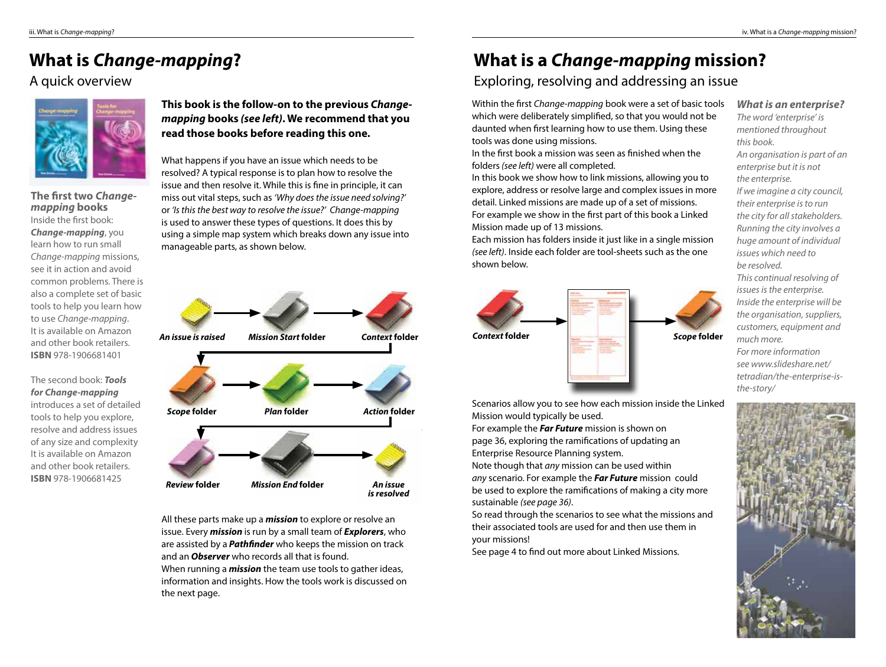# What is *Change-mapping*?

## A quick overview

**The first two *Change-mapping* books**

Inside the first book: ***Change-mapping***, you learn how to run small *Change-mapping* missions, see it in action and avoid common problems. There is also a complete set of basic tools to help you learn how to use *Change-mapping*. It is available on Amazon and other book retailers. **ISBN** 978-1906681401

The second book: ***Tools for Change-mapping*** introduces a set of detailed tools to help you explore, resolve and address issues of any size and complexity It is available on Amazon and other book retailers. **ISBN** 978-1906681425

**This book is the follow-on to the previous *Change-mapping* books *(see left)*. We recommend that you read those books before reading this one.**

What happens if you have an issue which needs to be resolved? A typical response is to plan how to resolve the issue and then resolve it. While this is fine in principle, it can miss out vital steps, such as *'Why does the issue need solving?'* or *'Is this the best way to resolve the issue?'* *Change-mapping* is used to answer these types of questions. It does this by using a simple map system which breaks down any issue into manageable parts, as shown below.

*An issue is raised* → ***Mission Start* folder** → ***Context* folder** → ***Scope* folder** → ***Plan* folder** → ***Action* folder** → ***Review* folder** → ***Mission End* folder** → ***An issue is resolved***

All these parts make up a ***mission*** to explore or resolve an issue. Every ***mission*** is run by a small team of ***Explorers***, who are assisted by a ***Pathfinder*** who keeps the mission on track and an ***Observer*** who records all that is found.
When running a ***mission*** the team use tools to gather ideas, information and insights. How the tools work is discussed on the next page.

# What is a *Change-mapping* mission?

## Exploring, resolving and addressing an issue

Within the first *Change-mapping* book were a set of basic tools which were deliberately simplified, so that you would not be daunted when first learning how to use them. Using these tools was done using missions.
In the first book a mission was seen as finished when the folders *(see left)* were all completed.
In this book we show how to link missions, allowing you to explore, address or resolve large and complex issues in more detail. Linked missions are made up of a set of missions.
For example we show in the first part of this book a Linked Mission made up of 13 missions.
Each mission has folders inside it just like in a single mission *(see left)*. Inside each folder are tool-sheets such as the one shown below.

***Context* folder** → tool-sheet → ***Scope* folder**

Scenarios allow you to see how each mission inside the Linked Mission would typically be used.
For example the ***Far Future*** mission is shown on page 36, exploring the ramifications of updating an Enterprise Resource Planning system.
Note though that *any* mission can be used within *any* scenario. For example the ***Far Future*** mission could be used to explore the ramifications of making a city more sustainable *(see page 36)*.
So read through the scenarios to see what the missions and their associated tools are used for and then use them in your missions!
See page 4 to find out more about Linked Missions.

***What is an enterprise?***

*The word 'enterprise' is mentioned throughout this book.*
*An organisation is part of an enterprise but it is not the enterprise.*
*If we imagine a city council, their enterprise is to run the city for all stakeholders. Running the city involves a huge amount of individual issues which need to be resolved.*
*This continual resolving of issues is the enterprise.*
*Inside the enterprise will be the organisation, suppliers, customers, equipment and much more.*
*For more information see www.slideshare.net/tetradian/the-enterprise-is-the-story/*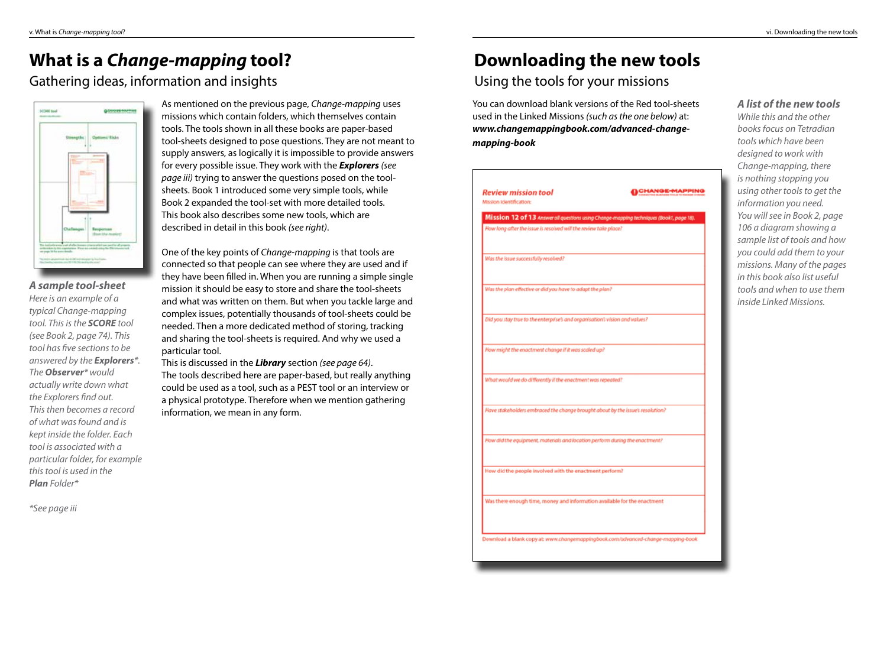# What is a *Change-mapping* tool?

## Gathering ideas, information and insights

***A sample tool-sheet***

*Here is an example of a typical Change-mapping tool. This is the* ***SCORE*** *tool (see Book 2, page 74). This tool has five sections to be answered by the* ***Explorers****\*. The* ***Observer****\* would actually write down what the Explorers find out. This then becomes a record of what was found and is kept inside the folder. Each tool is associated with a particular folder, for example this tool is used in the* ***Plan*** *Folder\**

*\*See page iii*

As mentioned on the previous page, *Change-mapping* uses missions which contain folders, which themselves contain tools. The tools shown in all these books are paper-based tool-sheets designed to pose questions. They are not meant to supply answers, as logically it is impossible to provide answers for every possible issue. They work with the ***Explorers*** *(see page iii)* trying to answer the questions posed on the tool-sheets. Book 1 introduced some very simple tools, while Book 2 expanded the tool-set with more detailed tools. This book also describes some new tools, which are described in detail in this book *(see right)*.

One of the key points of *Change-mapping* is that tools are connected so that people can see where they are used and if they have been filled in. When you are running a simple single mission it should be easy to store and share the tool-sheets and what was written on them. But when you tackle large and complex issues, potentially thousands of tool-sheets could be needed. Then a more dedicated method of storing, tracking and sharing the tool-sheets is required. And why we used a particular tool.
This is discussed in the ***Library*** section *(see page 64)*.
The tools described here are paper-based, but really anything could be used as a tool, such as a PEST tool or an interview or a physical prototype. Therefore when we mention gathering information, we mean in any form.

# Downloading the new tools

## Using the tools for your missions

You can download blank versions of the Red tool-sheets used in the Linked Missions *(such as the one below)* at: ***www.changemappingbook.com/advanced-change-mapping-book***

**Review mission tool**
Mission identification:

**Mission 12 of 13** *Answer all questions using Change-mapping techniques (Book1, page 18).*

*How long after the issue is resolved will the review take place?*

*Was the issue successfully resolved?*

*Was the plan effective or did you have to adapt the plan?*

*Did you stay true to the enterprise's and organisation's vision and values?*

*How might the enactment change if it was scaled up?*

*What would we do differently if the enactment was repeated?*

*Have stakeholders embraced the change brought about by the issue's resolution?*

*How did the equipment, materials and location perform during the enactment?*

How did the people involved with the enactment perform?

Was there enough time, money and information available for the enactment

Download a blank copy at: *www.changemappingbook.com/advanced-change-mapping-book*

***A list of the new tools***

*While this and the other books focus on Tetradian tools which have been designed to work with Change-mapping, there is nothing stopping you using other tools to get the information you need. You will see in Book 2, page 106 a diagram showing a sample list of tools and how you could add them to your missions. Many of the pages in this book also list useful tools and when to use them inside Linked Missions.*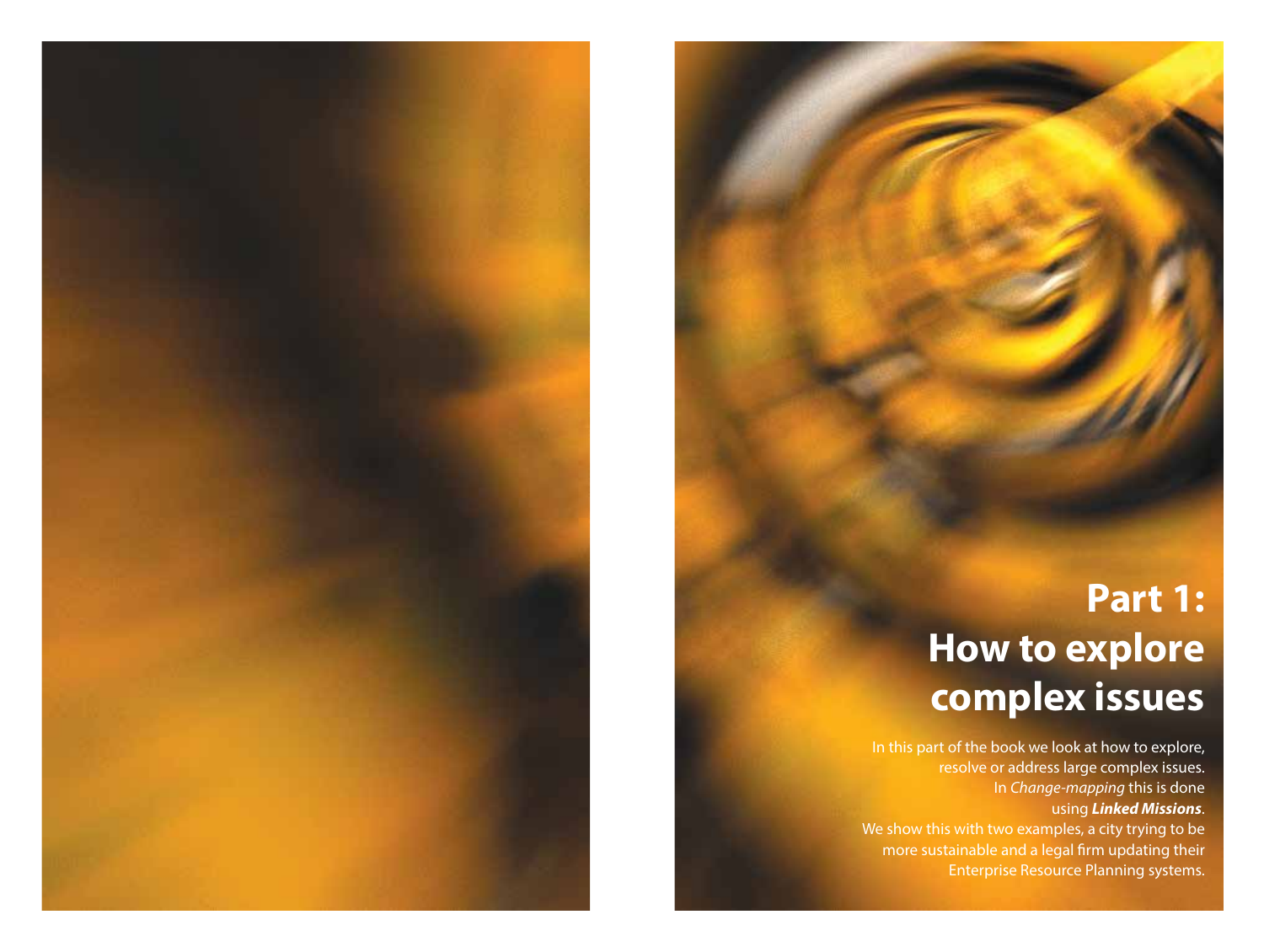# Part 1: How to explore complex issues

In this part of the book we look at how to explore, resolve or address large complex issues. In *Change-mapping* this is done using ***Linked Missions***.

We show this with two examples, a city trying to be more sustainable and a legal firm updating their Enterprise Resource Planning systems.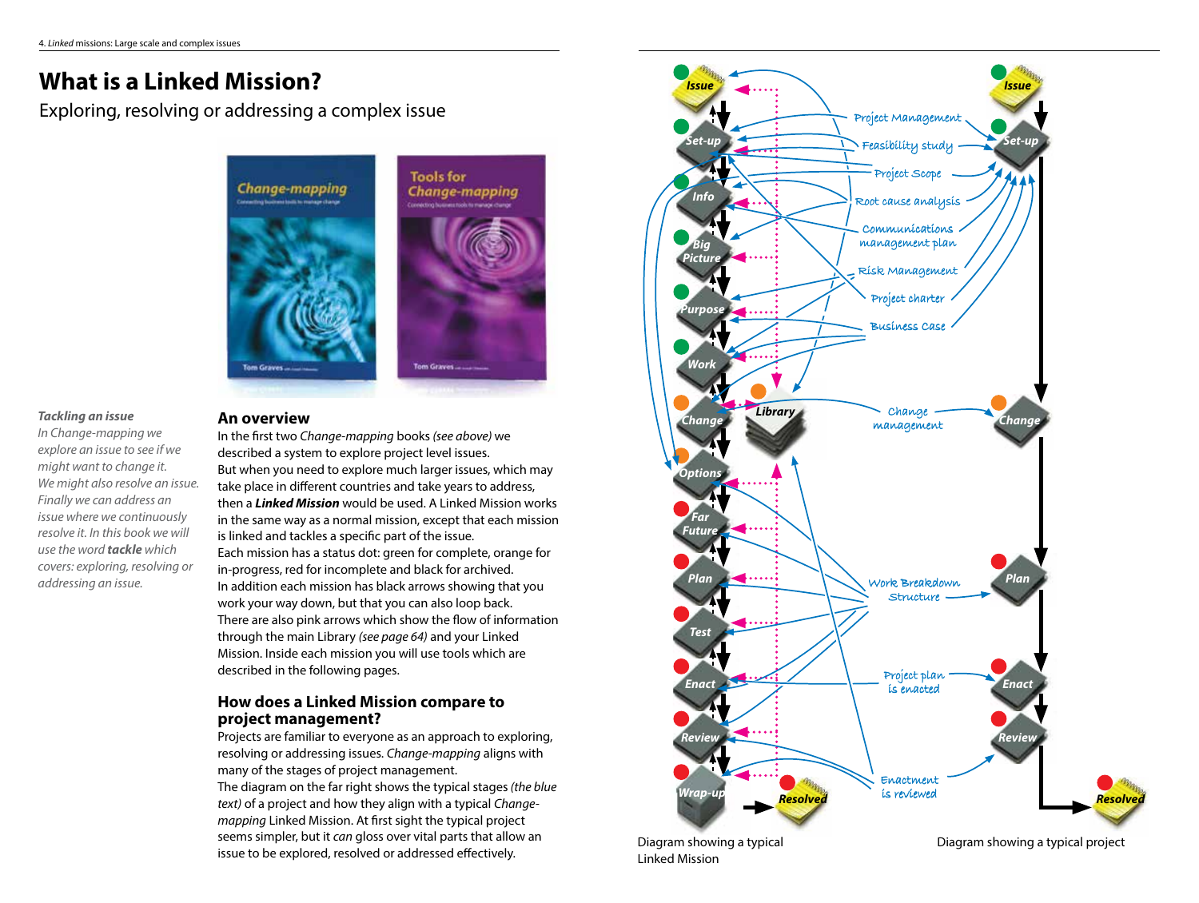# What is a Linked Mission?

Exploring, resolving or addressing a complex issue

*Tackling an issue*

*In Change-mapping we explore an issue to see if we might want to change it. We might also resolve an issue. Finally we can address an issue where we continuously resolve it. In this book we will use the word* ***tackle*** *which covers: exploring, resolving or addressing an issue.*

## An overview

In the first two *Change-mapping* books *(see above)* we described a system to explore project level issues.

But when you need to explore much larger issues, which may take place in different countries and take years to address, then a ***Linked Mission*** would be used. A Linked Mission works in the same way as a normal mission, except that each mission is linked and tackles a specific part of the issue.

Each mission has a status dot: green for complete, orange for in-progress, red for incomplete and black for archived.

In addition each mission has black arrows showing that you work your way down, but that you can also loop back.

There are also pink arrows which show the flow of information through the main Library *(see page 64)* and your Linked Mission. Inside each mission you will use tools which are described in the following pages.

## How does a Linked Mission compare to project management?

Projects are familiar to everyone as an approach to exploring, resolving or addressing issues. *Change-mapping* aligns with many of the stages of project management.

The diagram on the far right shows the typical stages *(the blue text)* of a project and how they align with a typical *Change-mapping* Linked Mission. At first sight the typical project seems simpler, but it *can* gloss over vital parts that allow an issue to be explored, resolved or addressed effectively.

Diagram showing a typical Linked Mission

Diagram showing a typical project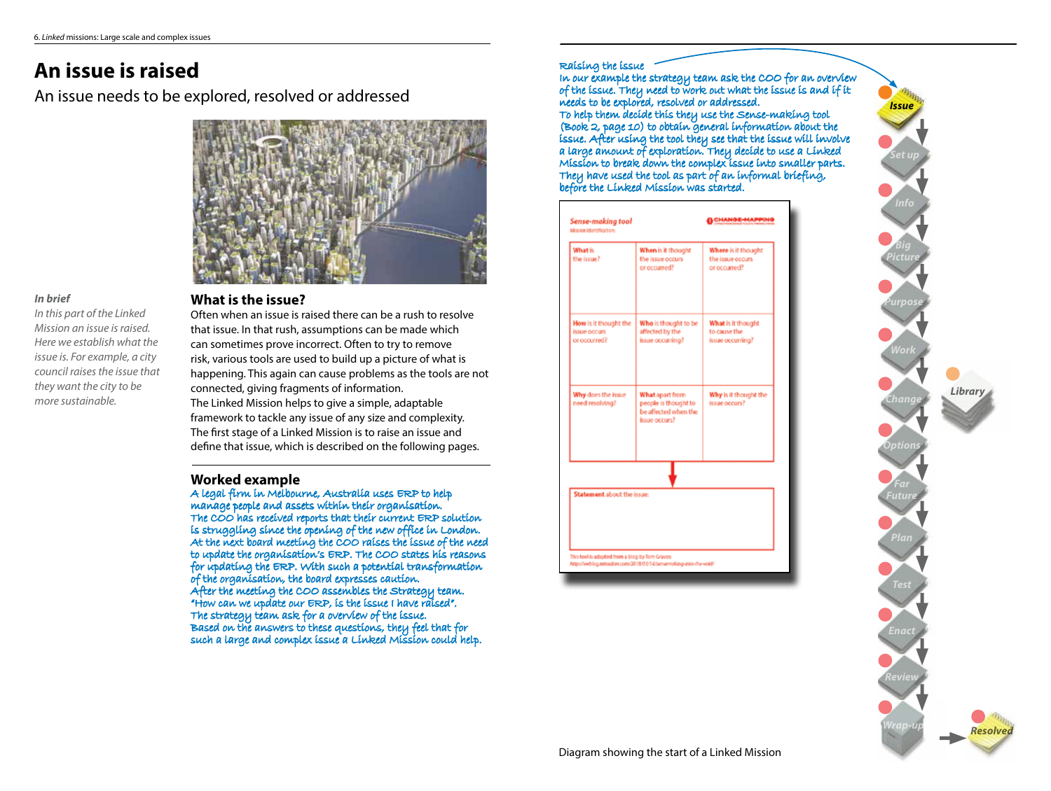# An issue is raised

An issue needs to be explored, resolved or addressed

*In brief*

*In this part of the Linked Mission an issue is raised. Here we establish what the issue is. For example, a city council raises the issue that they want the city to be more sustainable.*

## What is the issue?

Often when an issue is raised there can be a rush to resolve that issue. In that rush, assumptions can be made which can sometimes prove incorrect. Often to try to remove risk, various tools are used to build up a picture of what is happening. This again can cause problems as the tools are not connected, giving fragments of information.

The Linked Mission helps to give a simple, adaptable framework to tackle any issue of any size and complexity.

The first stage of a Linked Mission is to raise an issue and define that issue, which is described on the following pages.

## Worked example

A legal firm in Melbourne, Australia uses ERP to help manage people and assets within their organisation.

The COO has received reports that their current ERP solution is struggling since the opening of the new office in London.

At the next board meeting the COO raises the issue of the need to update the organisation's ERP. The COO states his reasons for updating the ERP. With such a potential transformation of the organisation, the board expresses caution.

After the meeting the COO assembles the Strategy team. "How can we update our ERP, is the issue I have raised".

The strategy team ask for a overview of the issue.

Based on the answers to these questions, they feel that for such a large and complex issue a Linked Mission could help.

Raising the issue

In our example the strategy team ask the COO for an overview of the issue. They need to work out what the issue is and if it needs to be explored, resolved or addressed.

To help them decide this they use the Sense-making tool (Book 2, page 10) to obtain general information about the issue. After using the tool they see that the issue will involve a large amount of exploration. They decide to use a Linked Mission to break down the complex issue into smaller parts. They have used the tool as part of an informal briefing, before the Linked Mission was started.

**Sense-making tool**
Mission identification

| **What** is the issue? | **When** is it thought the issue occurs or occurred? | **Where** is it thought the issue occurs or occurred? |
|---|---|---|
| **How** is it thought the issue occurs or occurred? | **Who** is thought to be affected by the issue occurring? | **What** is it thought to cause the issue occurring? |
| **Why** does the issue need resolving? | **What** apart from people is thought to be affected when the issue occurs? | **Why** is it thought the issue occurs? |

**Statement** about the issue:

This tool is adapted from a blog by Tom Graves: http://weblog.tetradian.com/2018/03/14/sensemaking-into-the-void/

Issue → Set up → Info → Big Picture → Purpose → Work → Change → Options → Far Future → Plan → Test → Enact → Review → Wrap-up → Resolved

Library

Diagram showing the start of a Linked Mission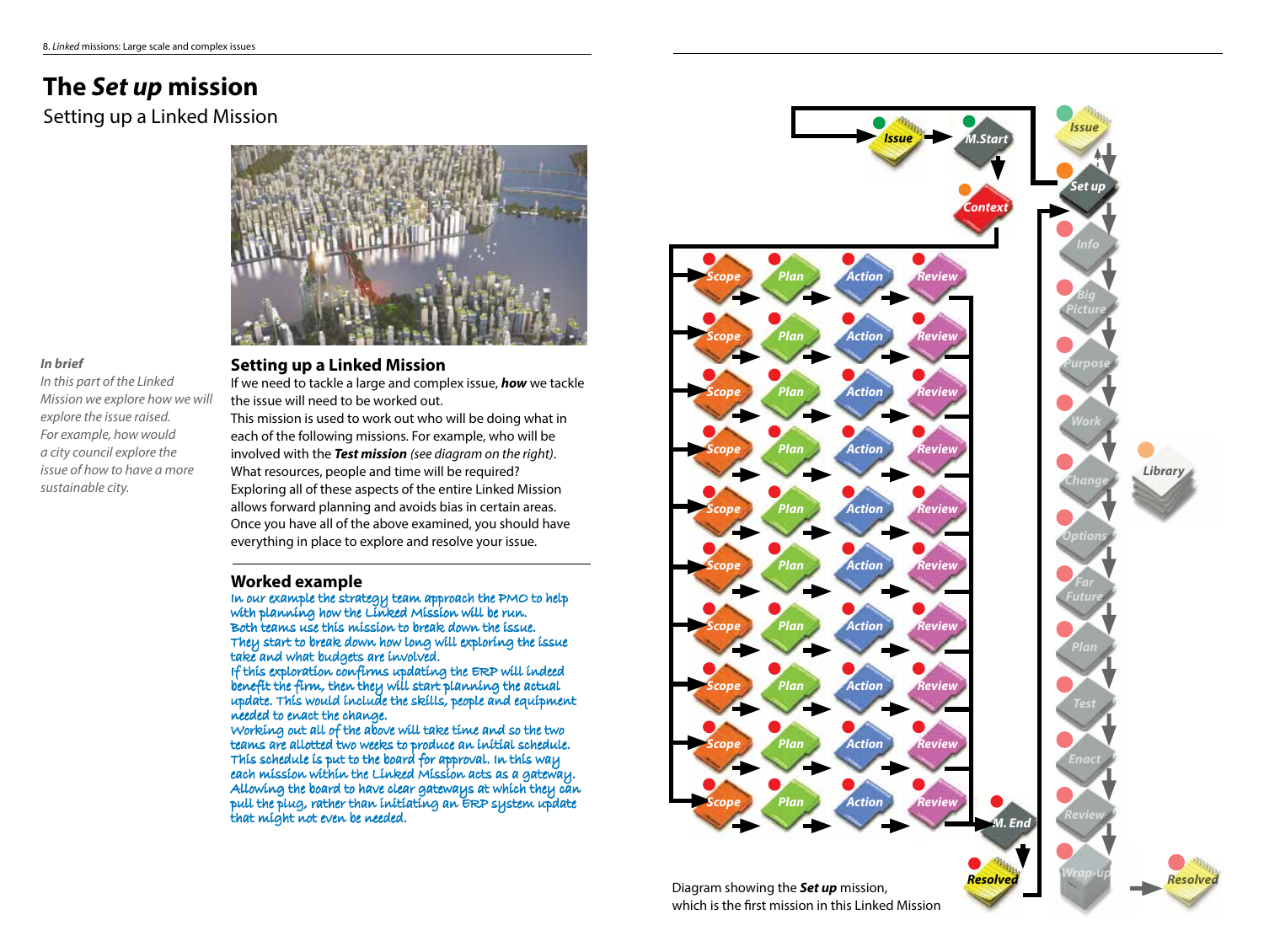# The *Set up* mission

## Setting up a Linked Mission

*In brief*

*In this part of the Linked Mission we explore how we will explore the issue raised. For example, how would a city council explore the issue of how to have a more sustainable city.*

### Setting up a Linked Mission

If we need to tackle a large and complex issue, ***how*** we tackle the issue will need to be worked out.
This mission is used to work out who will be doing what in each of the following missions. For example, who will be involved with the ***Test mission*** *(see diagram on the right)*.
What resources, people and time will be required?
Exploring all of these aspects of the entire Linked Mission allows forward planning and avoids bias in certain areas.
Once you have all of the above examined, you should have everything in place to explore and resolve your issue.

### Worked example

In our example the strategy team approach the PMO to help with planning how the Linked Mission will be run.
Both teams use this mission to break down the issue.
They start to break down how long will exploring the issue take and what budgets are involved.
If this exploration confirms updating the ERP will indeed benefit the firm, then they will start planning the actual update. This would include the skills, people and equipment needed to enact the change.
Working out all of the above will take time and so the two teams are allotted two weeks to produce an initial schedule.
This schedule is put to the board for approval. In this way each mission within the Linked Mission acts as a gateway. Allowing the board to have clear gateways at which they can pull the plug, rather than initiating an ERP system update that might not even be needed.

Diagram showing the ***Set up*** mission, which is the first mission in this Linked Mission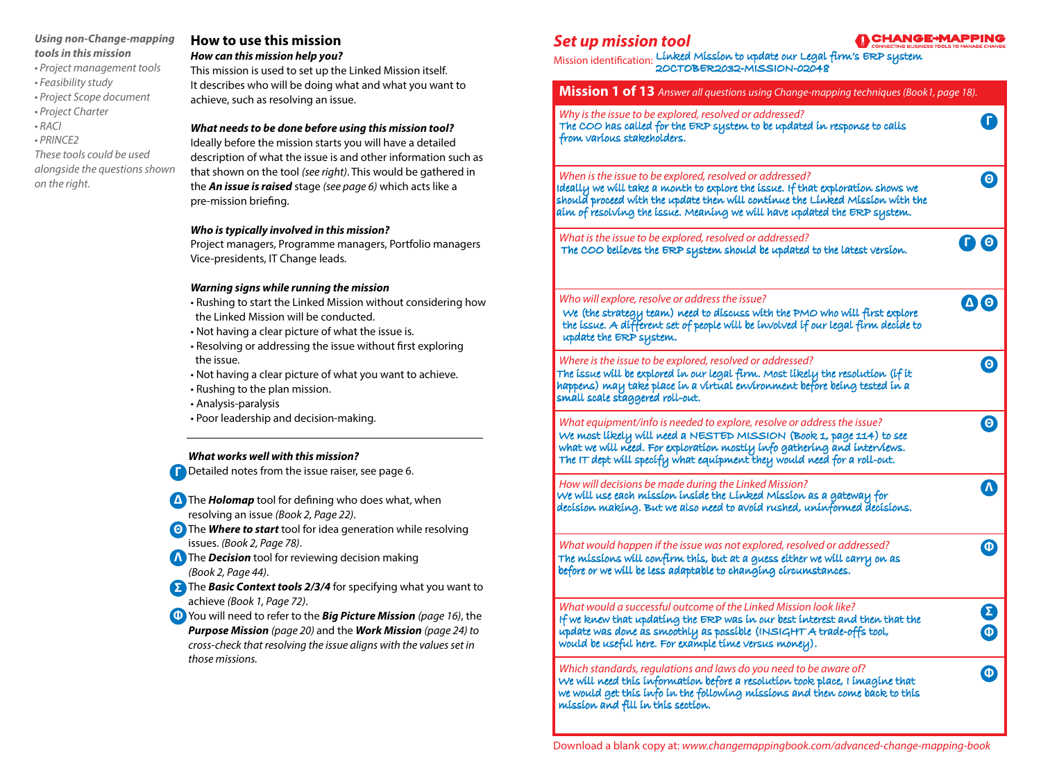*Using non-Change-mapping tools in this mission*

- *Project management tools*
- *Feasibility study*
- *Project Scope document*
- *Project Charter*
- *RACI*
- *PRINCE2*

*These tools could be used alongside the questions shown on the right.*

## How to use this mission

***How can this mission help you?***

This mission is used to set up the Linked Mission itself. It describes who will be doing what and what you want to achieve, such as resolving an issue.

***What needs to be done before using this mission tool?***

Ideally before the mission starts you will have a detailed description of what the issue is and other information such as that shown on the tool *(see right)*. This would be gathered in the ***An issue is raised*** stage *(see page 6)* which acts like a pre-mission briefing.

***Who is typically involved in this mission?***

Project managers, Programme managers, Portfolio managers Vice-presidents, IT Change leads.

***Warning signs while running the mission***

- Rushing to start the Linked Mission without considering how the Linked Mission will be conducted.
- Not having a clear picture of what the issue is.
- Resolving or addressing the issue without first exploring the issue.
- Not having a clear picture of what you want to achieve.
- Rushing to the plan mission.
- Analysis-paralysis
- Poor leadership and decision-making.

***What works well with this mission?***

Γ Detailed notes from the issue raiser, see page 6.

Δ The ***Holomap*** tool for defining who does what, when resolving an issue *(Book 2, Page 22)*.

Θ The ***Where to start*** tool for idea generation while resolving issues. *(Book 2, Page 78)*.

Λ The ***Decision*** tool for reviewing decision making *(Book 2, Page 44)*.

Σ The ***Basic Context tools 2/3/4*** for specifying what you want to achieve *(Book 1, Page 72)*.

Φ You will need to refer to the ***Big Picture Mission*** *(page 16)*, the ***Purpose Mission*** *(page 20)* and the ***Work Mission*** *(page 24) to cross-check that resolving the issue aligns with the values set in those missions.*

## *Set up mission tool*

CHANGE-MAPPING — CONNECTING BUSINESS TOOLS TO MANAGE CHANGE

Mission identification: Linked Mission to update our Legal firm's ERP system 20CTOBER2032-MISSION-02048

**Mission 1 of 13** *Answer all questions using Change-mapping techniques (Book1, page 18).*

*Why is the issue to be explored, resolved or addressed?* Γ
The COO has called for the ERP system to be updated in response to calls from various stakeholders.

*When is the issue to be explored, resolved or addressed?* Θ
Ideally we will take a month to explore the issue. If that exploration shows we should proceed with the update then will continue the Linked Mission with the aim of resolving the issue. Meaning we will have updated the ERP system.

*What is the issue to be explored, resolved or addressed?* Γ Θ
The COO believes the ERP system should be updated to the latest version.

*Who will explore, resolve or address the issue?* Δ Θ
We (the strategy team) need to discuss with the PMO who will first explore the issue. A different set of people will be involved if our legal firm decide to update the ERP system.

*Where is the issue to be explored, resolved or addressed?* Θ
The issue will be explored in our legal firm. Most likely the resolution (if it happens) may take place in a virtual environment before being tested in a small scale staggered roll-out.

*What equipment/info is needed to explore, resolve or address the issue?* Θ
We most likely will need a NESTED MISSION (Book 1, page 114) to see what we will need. For exploration mostly info gathering and interviews. The IT dept will specify what equipment they would need for a roll-out.

*How will decisions be made during the Linked Mission?* Λ
We will use each mission inside the Linked Mission as a gateway for decision making. But we also need to avoid rushed, uninformed decisions.

*What would happen if the issue was not explored, resolved or addressed?* Φ
The missions will confirm this, but at a guess either we will carry on as before or we will be less adaptable to changing circumstances.

*What would a successful outcome of the Linked Mission look like?* Σ Φ
If we knew that updating the ERP was in our best interest and then that the update was done as smoothly as possible (INSIGHT A trade-offs tool, would be useful here. For example time versus money).

*Which standards, regulations and laws do you need to be aware of?* Φ
We will need this information before a resolution took place, I imagine that we would get this info in the following missions and then come back to this mission and fill in this section.

Download a blank copy at: *www.changemappingbook.com/advanced-change-mapping-book*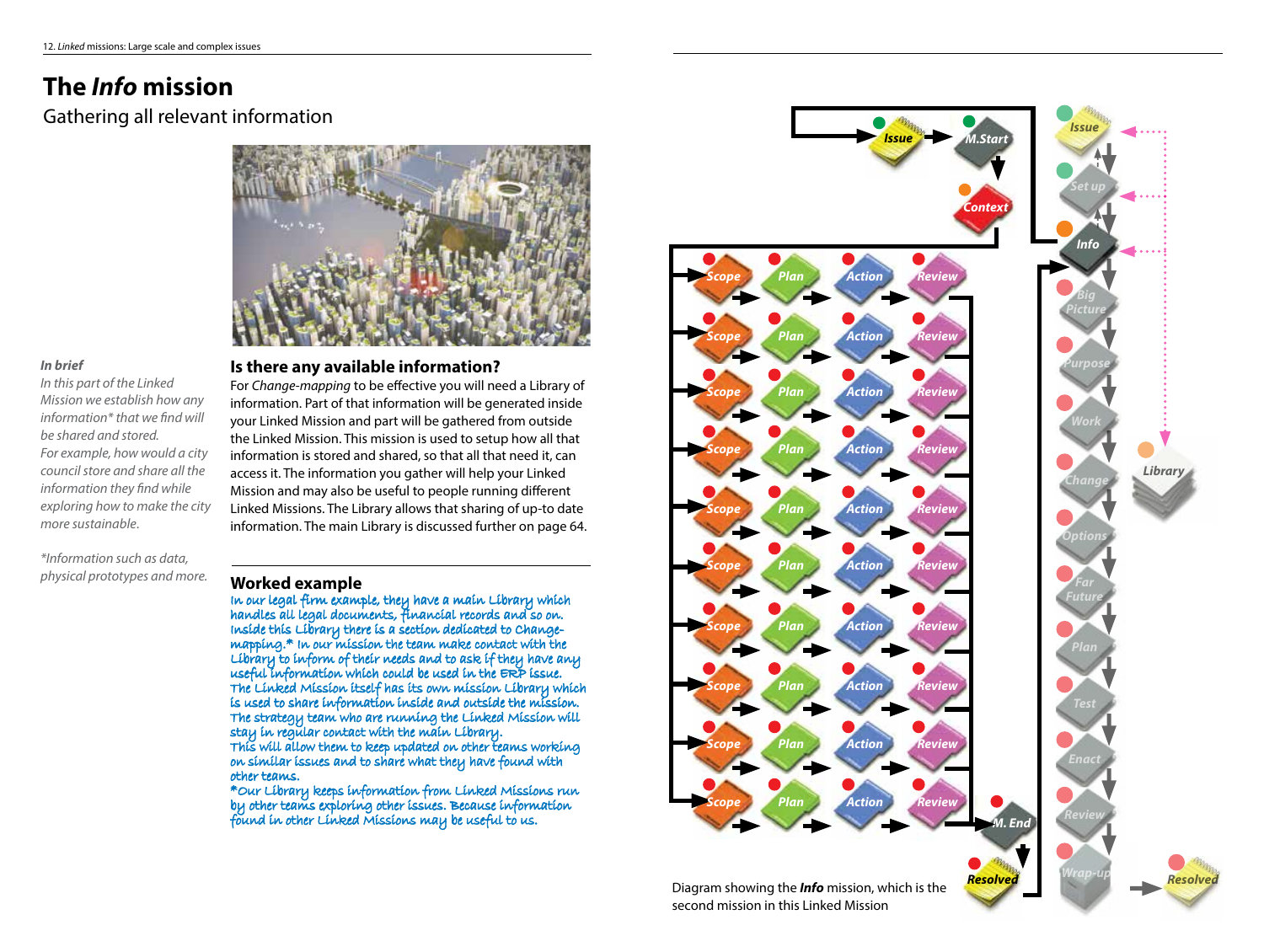# The *Info* mission

## Gathering all relevant information

*In brief*

*In this part of the Linked Mission we establish how any information\* that we find will be shared and stored.*

*For example, how would a city council store and share all the information they find while exploring how to make the city more sustainable.*

*\*Information such as data, physical prototypes and more.*

### Is there any available information?

For *Change-mapping* to be effective you will need a Library of information. Part of that information will be generated inside your Linked Mission and part will be gathered from outside the Linked Mission. This mission is used to setup how all that information is stored and shared, so that all that need it, can access it. The information you gather will help your Linked Mission and may also be useful to people running different Linked Missions. The Library allows that sharing of up-to date information. The main Library is discussed further on page 64.

### Worked example

In our legal firm example, they have a main Library which handles all legal documents, financial records and so on. Inside this Library there is a section dedicated to Change-mapping.\* In our mission the team make contact with the Library to inform of their needs and to ask if they have any useful information which could be used in the ERP issue. The Linked Mission itself has its own mission Library which is used to share information inside and outside the mission. The strategy team who are running the Linked Mission will stay in regular contact with the main Library. This will allow them to keep updated on other teams working on similar issues and to share what they have found with other teams.

\*Our Library keeps information from Linked Missions run by other teams exploring other issues. Because information found in other Linked Missions may be useful to us.

Issue
M.Start
Context
Scope
Plan
Action
Review
M. End
Resolved
Issue
Set up
Info
Big Picture
Purpose
Work
Change
Options
Far Future
Plan
Test
Enact
Review
Wrap-up
Resolved
Library

Diagram showing the ***Info*** mission, which is the second mission in this Linked Mission